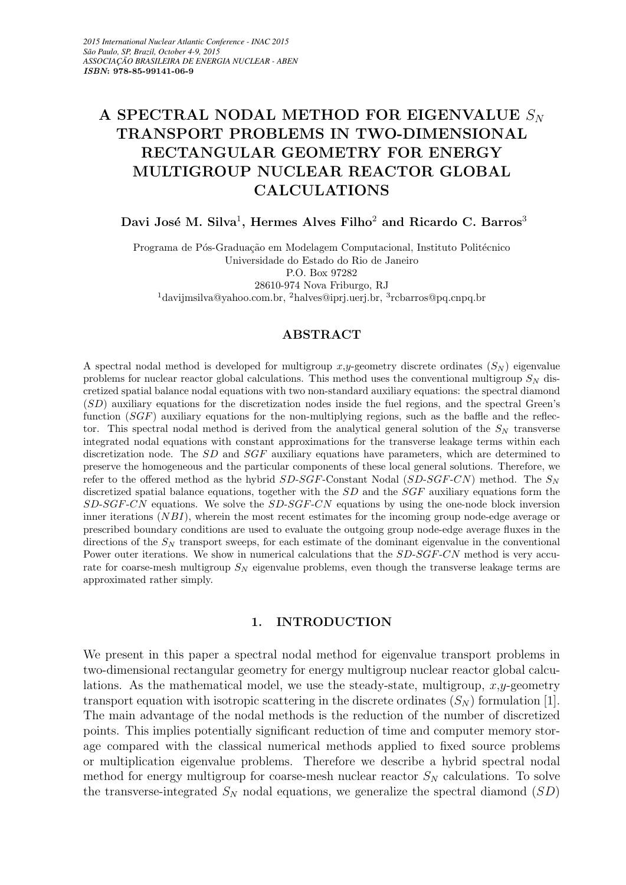# A SPECTRAL NODAL METHOD FOR EIGENVALUE $S_N$ TRANSPORT PROBLEMS IN TWO-DIMENSIONAL RECTANGULAR GEOMETRY FOR ENERGY MULTIGROUP NUCLEAR REACTOR GLOBAL CALCULATIONS

**Davi José M. Silva[1], Hermes Alves Filho[2] and Ricardo C. Barros[3]**

Programa de Pós-Graduação em Modelagem Computacional, Instituto Politécnico
Universidade do Estado do Rio de Janeiro
P.O. Box 97282
28610-974 Nova Friburgo, RJ
[1]davijmsilva@yahoo.com.br, [2]halves@iprj.uerj.br, [3]rcbarros@pq.cnpq.br

## ABSTRACT

A spectral nodal method is developed for multigroup *x*,*y*-geometry discrete ordinates ($S_N$) eigenvalue problems for nuclear reactor global calculations. This method uses the conventional multigroup $S_N$ discretized spatial balance nodal equations with two non-standard auxiliary equations: the spectral diamond ($SD$) auxiliary equations for the discretization nodes inside the fuel regions, and the spectral Green's function ($SGF$) auxiliary equations for the non-multiplying regions, such as the baffle and the reflector. This spectral nodal method is derived from the analytical general solution of the $S_N$ transverse integrated nodal equations with constant approximations for the transverse leakage terms within each discretization node. The $SD$ and $SGF$ auxiliary equations have parameters, which are determined to preserve the homogeneous and the particular components of these local general solutions. Therefore, we refer to the offered method as the hybrid $SD$-$SGF$-Constant Nodal ($SD$-$SGF$-$CN$) method. The $S_N$ discretized spatial balance equations, together with the $SD$ and the $SGF$ auxiliary equations form the $SD$-$SGF$-$CN$ equations. We solve the $SD$-$SGF$-$CN$ equations by using the one-node block inversion inner iterations ($NBI$), wherein the most recent estimates for the incoming group node-edge average or prescribed boundary conditions are used to evaluate the outgoing group node-edge average fluxes in the directions of the $S_N$ transport sweeps, for each estimate of the dominant eigenvalue in the conventional Power outer iterations. We show in numerical calculations that the $SD$-$SGF$-$CN$ method is very accurate for coarse-mesh multigroup $S_N$ eigenvalue problems, even though the transverse leakage terms are approximated rather simply.

## 1. INTRODUCTION

We present in this paper a spectral nodal method for eigenvalue transport problems in two-dimensional rectangular geometry for energy multigroup nuclear reactor global calculations. As the mathematical model, we use the steady-state, multigroup, *x*,*y*-geometry transport equation with isotropic scattering in the discrete ordinates ($S_N$) formulation [1]. The main advantage of the nodal methods is the reduction of the number of discretized points. This implies potentially significant reduction of time and computer memory storage compared with the classical numerical methods applied to fixed source problems or multiplication eigenvalue problems. Therefore we describe a hybrid spectral nodal method for energy multigroup for coarse-mesh nuclear reactor $S_N$ calculations. To solve the transverse-integrated $S_N$ nodal equations, we generalize the spectral diamond ($SD$)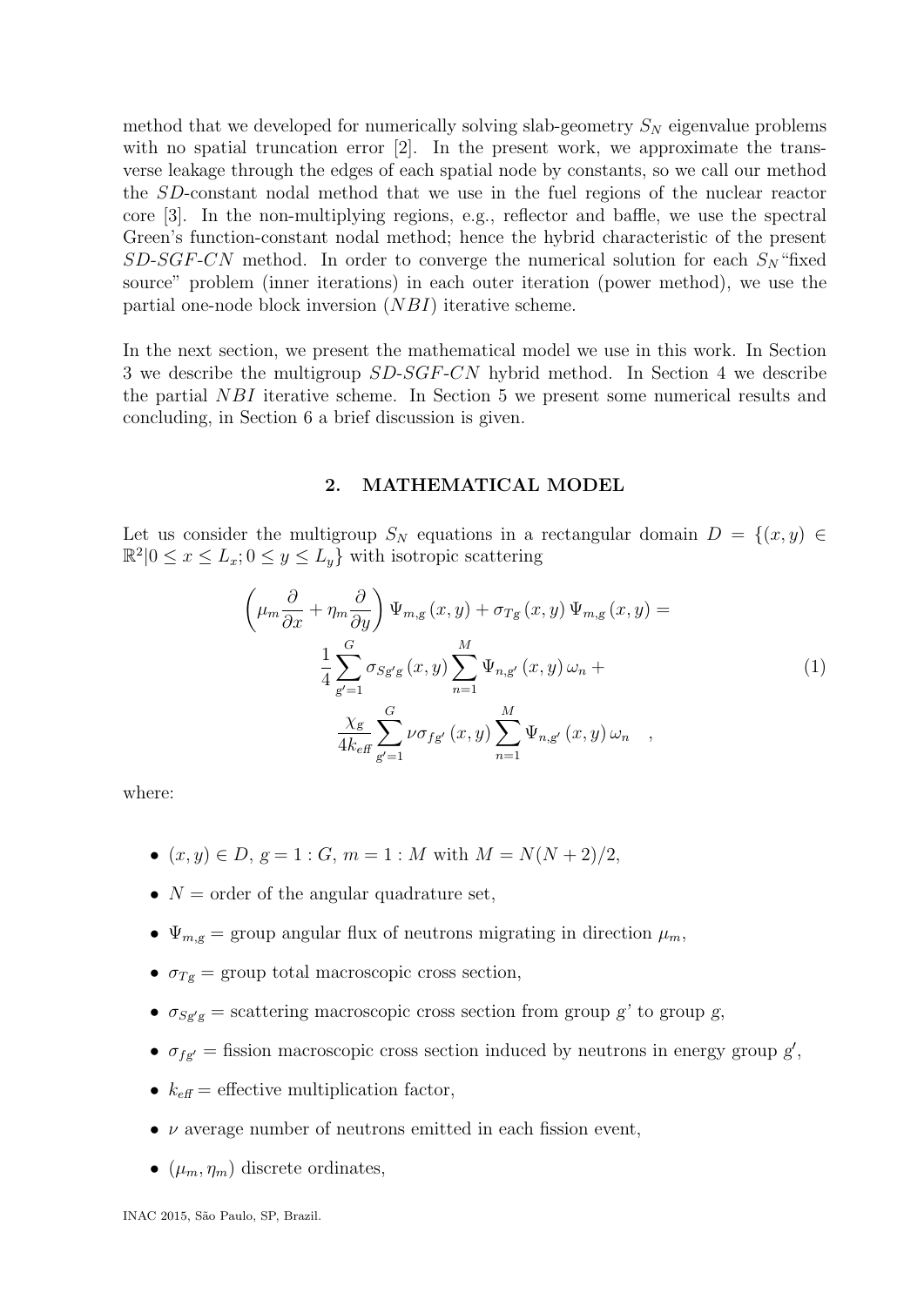method that we developed for numerically solving slab-geometry $S_N$ eigenvalue problems with no spatial truncation error [2]. In the present work, we approximate the transverse leakage through the edges of each spatial node by constants, so we call our method the *SD*-constant nodal method that we use in the fuel regions of the nuclear reactor core [3]. In the non-multiplying regions, e.g., reflector and baffle, we use the spectral Green's function-constant nodal method; hence the hybrid characteristic of the present *SD-SGF-CN* method. In order to converge the numerical solution for each $S_N$ "fixed source" problem (inner iterations) in each outer iteration (power method), we use the partial one-node block inversion (*NBI*) iterative scheme.

In the next section, we present the mathematical model we use in this work. In Section 3 we describe the multigroup *SD-SGF-CN* hybrid method. In Section 4 we describe the partial *NBI* iterative scheme. In Section 5 we present some numerical results and concluding, in Section 6 a brief discussion is given.

## 2. MATHEMATICAL MODEL

Let us consider the multigroup $S_N$ equations in a rectangular domain $D = \{(x, y) \in \mathbb{R}^2 | 0 \leq x \leq L_x; 0 \leq y \leq L_y\}$ with isotropic scattering

$$
\begin{aligned}
\left(\mu_m \frac{\partial}{\partial x} + \eta_m \frac{\partial}{\partial y}\right) \Psi_{m,g}(x, y) + \sigma_{Tg}(x, y)\, \Psi_{m,g}(x, y) = \\
\frac{1}{4} \sum_{g'=1}^{G} \sigma_{Sg'g}(x, y) \sum_{n=1}^{M} \Psi_{n,g'}(x, y)\, \omega_n + \\
\frac{\chi_g}{4k_{eff}} \sum_{g'=1}^{G} \nu\sigma_{fg'}(x, y) \sum_{n=1}^{M} \Psi_{n,g'}(x, y)\, \omega_n \quad ,
\end{aligned}
\tag{1}
$$

where:

- $(x, y) \in D$, $g = 1 : G$, $m = 1 : M$ with $M = N(N + 2)/2$,
- $N$ = order of the angular quadrature set,
- $\Psi_{m,g}$ = group angular flux of neutrons migrating in direction $\mu_m$,
- $\sigma_{Tg}$ = group total macroscopic cross section,
- $\sigma_{Sg'g}$ = scattering macroscopic cross section from group $g$' to group $g$,
- $\sigma_{fg'}$ = fission macroscopic cross section induced by neutrons in energy group $g'$,
- $k_{eff}$ = effective multiplication factor,
- $\nu$ average number of neutrons emitted in each fission event,
- $(\mu_m, \eta_m)$ discrete ordinates,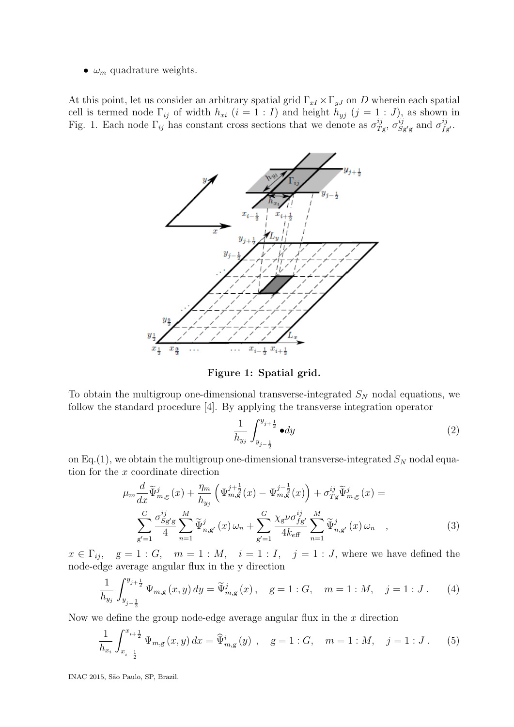- $\omega_m$ quadrature weights.

At this point, let us consider an arbitrary spatial grid $\Gamma_{xI} \times \Gamma_{yJ}$ on $D$ wherein each spatial cell is termed node $\Gamma_{ij}$ of width $h_{xi}$ $(i = 1:I)$ and height $h_{yj}$ $(j = 1:J)$, as shown in Fig. 1. Each node $\Gamma_{ij}$ has constant cross sections that we denote as $\sigma_{Tg}^{ij}$, $\sigma_{Sg'g}^{ij}$ and $\sigma_{fg'}^{ij}$.

**Figure 1: Spatial grid.**

To obtain the multigroup one-dimensional transverse-integrated $S_N$ nodal equations, we follow the standard procedure [4]. By applying the transverse integration operator

$$\frac{1}{h_{y_j}} \int_{y_{j-\frac{1}{2}}}^{y_{j+\frac{1}{2}}} \bullet dy \tag{2}$$

on Eq.(1), we obtain the multigroup one-dimensional transverse-integrated $S_N$ nodal equation for the $x$ coordinate direction

$$\mu_m \frac{d}{dx} \widetilde{\Psi}_{m,g}^{j}(x) + \frac{\eta_m}{h_{y_j}} \left( \Psi_{m,g}^{j+\frac{1}{2}}(x) - \Psi_{m,g}^{j-\frac{1}{2}}(x) \right) + \sigma_{Tg}^{ij} \widetilde{\Psi}_{m,g}^{j}(x) =$$
$$\sum_{g'=1}^{G} \frac{\sigma_{Sg'g}^{ij}}{4} \sum_{n=1}^{M} \widetilde{\Psi}_{n,g'}^{j}(x)\, \omega_n + \sum_{g'=1}^{G} \frac{\chi_g \nu \sigma_{fg'}^{ij}}{4 k_{\text{eff}}} \sum_{n=1}^{M} \widetilde{\Psi}_{n,g'}^{j}(x)\, \omega_n \quad , \tag{3}$$

$x \in \Gamma_{ij}$, $\quad g = 1:G, \quad m = 1:M, \quad i = 1:I, \quad j = 1:J$, where we have defined the node-edge average angular flux in the y direction

$$\frac{1}{h_{y_j}} \int_{y_{j-\frac{1}{2}}}^{y_{j+\frac{1}{2}}} \Psi_{m,g}(x,y)\, dy = \widetilde{\Psi}_{m,g}^{j}(x), \quad g = 1:G, \quad m = 1:M, \quad j = 1:J\,. \tag{4}$$

Now we define the group node-edge average angular flux in the $x$ direction

$$\frac{1}{h_{x_i}} \int_{x_{i-\frac{1}{2}}}^{x_{i+\frac{1}{2}}} \Psi_{m,g}(x,y)\, dx = \widehat{\Psi}_{m,g}^{i}(y)\ , \quad g = 1:G, \quad m = 1:M, \quad j = 1:J\,. \tag{5}$$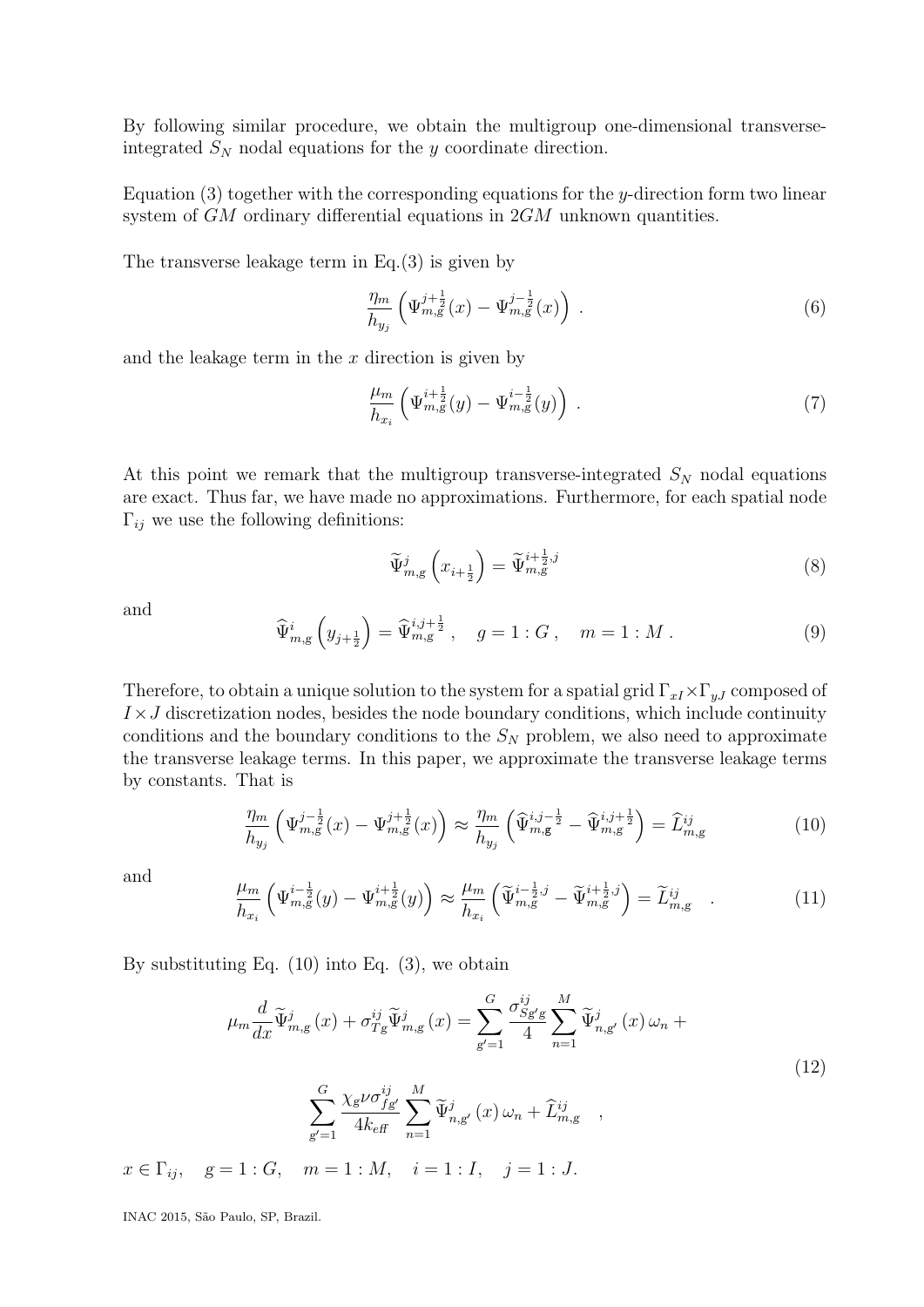By following similar procedure, we obtain the multigroup one-dimensional transverse-integrated $S_N$ nodal equations for the $y$ coordinate direction.

Equation (3) together with the corresponding equations for the $y$-direction form two linear system of $GM$ ordinary differential equations in $2GM$ unknown quantities.

The transverse leakage term in Eq.(3) is given by

$$\frac{\eta_m}{h_{y_j}} \left( \Psi_{m,g}^{j+\frac{1}{2}}(x) - \Psi_{m,g}^{j-\frac{1}{2}}(x) \right) . \tag{6}$$

and the leakage term in the $x$ direction is given by

$$\frac{\mu_m}{h_{x_i}} \left( \Psi_{m,g}^{i+\frac{1}{2}}(y) - \Psi_{m,g}^{i-\frac{1}{2}}(y) \right) . \tag{7}$$

At this point we remark that the multigroup transverse-integrated $S_N$ nodal equations are exact. Thus far, we have made no approximations. Furthermore, for each spatial node $\Gamma_{ij}$ we use the following definitions:

$$\widetilde{\Psi}_{m,g}^{j} \left( x_{i+\frac{1}{2}} \right) = \widetilde{\Psi}_{m,g}^{i+\frac{1}{2},j} \tag{8}$$

and

$$\widehat{\Psi}_{m,g}^{i} \left( y_{j+\frac{1}{2}} \right) = \widehat{\Psi}_{m,g}^{i,j+\frac{1}{2}} , \quad g = 1:G , \quad m = 1:M . \tag{9}$$

Therefore, to obtain a unique solution to the system for a spatial grid $\Gamma_{xI} \times \Gamma_{yJ}$ composed of $I \times J$ discretization nodes, besides the node boundary conditions, which include continuity conditions and the boundary conditions to the $S_N$ problem, we also need to approximate the transverse leakage terms. In this paper, we approximate the transverse leakage terms by constants. That is

$$\frac{\eta_m}{h_{y_j}} \left( \Psi_{m,g}^{j-\frac{1}{2}}(x) - \Psi_{m,g}^{j+\frac{1}{2}}(x) \right) \approx \frac{\eta_m}{h_{y_j}} \left( \widehat{\Psi}_{m,g}^{i,j-\frac{1}{2}} - \widehat{\Psi}_{m,g}^{i,j+\frac{1}{2}} \right) = \widehat{L}_{m,g}^{ij} \tag{10}$$

and

$$\frac{\mu_m}{h_{x_i}} \left( \Psi_{m,g}^{i-\frac{1}{2}}(y) - \Psi_{m,g}^{i+\frac{1}{2}}(y) \right) \approx \frac{\mu_m}{h_{x_i}} \left( \widetilde{\Psi}_{m,g}^{i-\frac{1}{2},j} - \widetilde{\Psi}_{m,g}^{i+\frac{1}{2},j} \right) = \widetilde{L}_{m,g}^{ij} \quad . \tag{11}$$

By substituting Eq. (10) into Eq. (3), we obtain

$$\mu_m \frac{d}{dx} \widetilde{\Psi}_{m,g}^{j}(x) + \sigma_{Tg}^{ij} \widetilde{\Psi}_{m,g}^{j}(x) = \sum_{g'=1}^{G} \frac{\sigma_{Sg'g}^{ij}}{4} \sum_{n=1}^{M} \widetilde{\Psi}_{n,g'}^{j}(x) \, \omega_n + \sum_{g'=1}^{G} \frac{\chi_g \nu \sigma_{fg'}^{ij}}{4 k_{eff}} \sum_{n=1}^{M} \widetilde{\Psi}_{n,g'}^{j}(x) \, \omega_n + \widehat{L}_{m,g}^{ij} \quad , \tag{12}$$

$x \in \Gamma_{ij}, \quad g = 1:G, \quad m = 1:M, \quad i = 1:I, \quad j = 1:J.$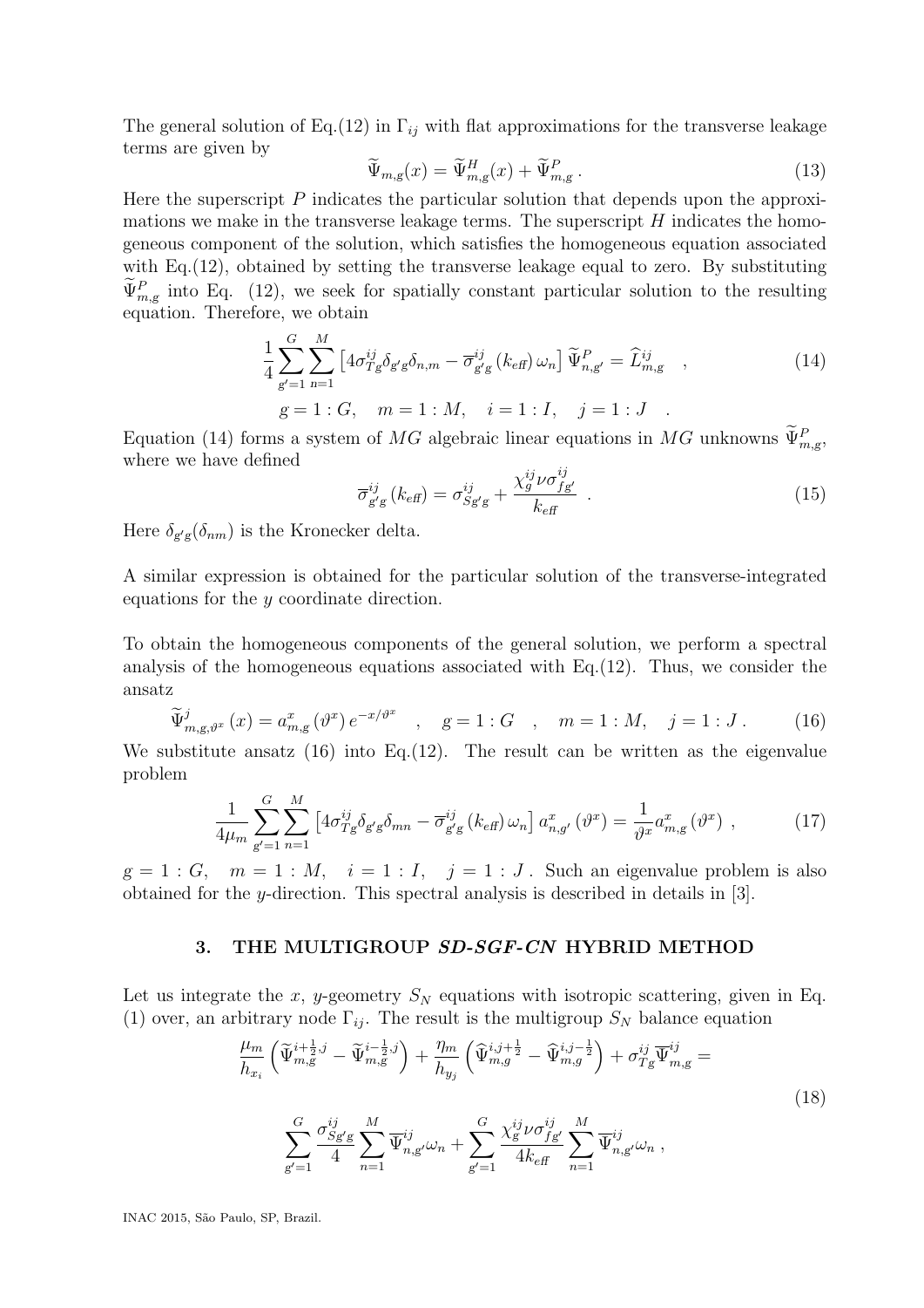The general solution of Eq.(12) in $\Gamma_{ij}$ with flat approximations for the transverse leakage terms are given by

$$\widetilde{\Psi}_{m,g}(x) = \widetilde{\Psi}^{H}_{m,g}(x) + \widetilde{\Psi}^{P}_{m,g} \,. \tag{13}$$

Here the superscript $P$ indicates the particular solution that depends upon the approximations we make in the transverse leakage terms. The superscript $H$ indicates the homogeneous component of the solution, which satisfies the homogeneous equation associated with Eq.(12), obtained by setting the transverse leakage equal to zero. By substituting $\widetilde{\Psi}^{P}_{m,g}$ into Eq. (12), we seek for spatially constant particular solution to the resulting equation. Therefore, we obtain

$$\frac{1}{4}\sum_{g'=1}^{G}\sum_{n=1}^{M}\left[4\sigma^{ij}_{Tg}\delta_{g'g}\delta_{n,m} - \overline{\sigma}^{ij}_{g'g}\left(k_{eff}\right)\omega_n\right]\widetilde{\Psi}^{P}_{n,g'} = \widehat{L}^{ij}_{m,g} \quad , \tag{14}$$

$$g = 1:G, \quad m = 1:M, \quad i = 1:I, \quad j = 1:J \quad .$$

Equation (14) forms a system of $MG$ algebraic linear equations in $MG$ unknowns $\widetilde{\Psi}^{P}_{m,g}$, where we have defined

$$\overline{\sigma}^{ij}_{g'g}\left(k_{eff}\right) = \sigma^{ij}_{Sg'g} + \frac{\chi^{ij}_{g}\nu\sigma^{ij}_{fg'}}{k_{eff}} \quad . \tag{15}$$

Here $\delta_{g'g}(\delta_{nm})$ is the Kronecker delta.

A similar expression is obtained for the particular solution of the transverse-integrated equations for the $y$ coordinate direction.

To obtain the homogeneous components of the general solution, we perform a spectral analysis of the homogeneous equations associated with Eq.(12). Thus, we consider the ansatz

$$\widetilde{\Psi}^{j}_{m,g,\vartheta^{x}}\left(x\right) = a^{x}_{m,g}\left(\vartheta^{x}\right)e^{-x/\vartheta^{x}} \quad , \quad g = 1:G \quad , \quad m = 1:M, \quad j = 1:J \,. \tag{16}$$

We substitute ansatz (16) into Eq.(12). The result can be written as the eigenvalue problem

$$\frac{1}{4\mu_m}\sum_{g'=1}^{G}\sum_{n=1}^{M}\left[4\sigma^{ij}_{Tg}\delta_{g'g}\delta_{mn} - \overline{\sigma}^{ij}_{g'g}\left(k_{eff}\right)\omega_n\right]a^{x}_{n,g'}\left(\vartheta^{x}\right) = \frac{1}{\vartheta^{x}}a^{x}_{m,g}\left(\vartheta^{x}\right) \,, \tag{17}$$

$g = 1:G, \quad m = 1:M, \quad i = 1:I, \quad j = 1:J$ . Such an eigenvalue problem is also obtained for the $y$-direction. This spectral analysis is described in details in [3].

## 3. THE MULTIGROUP *SD-SGF-CN* HYBRID METHOD

Let us integrate the $x$, $y$-geometry $S_N$ equations with isotropic scattering, given in Eq. (1) over, an arbitrary node $\Gamma_{ij}$. The result is the multigroup $S_N$ balance equation

$$\frac{\mu_m}{h_{x_i}}\left(\widetilde{\Psi}^{i+\frac{1}{2},j}_{m,g} - \widetilde{\Psi}^{i-\frac{1}{2},j}_{m,g}\right) + \frac{\eta_m}{h_{y_j}}\left(\widehat{\Psi}^{i,j+\frac{1}{2}}_{m,g} - \widehat{\Psi}^{i,j-\frac{1}{2}}_{m,g}\right) + \sigma^{ij}_{Tg}\overline{\Psi}^{ij}_{m,g} =$$
$$\sum_{g'=1}^{G}\frac{\sigma^{ij}_{Sg'g}}{4}\sum_{n=1}^{M}\overline{\Psi}^{ij}_{n,g'}\omega_n + \sum_{g'=1}^{G}\frac{\chi^{ij}_{g}\nu\sigma^{ij}_{fg'}}{4k_{eff}}\sum_{n=1}^{M}\overline{\Psi}^{ij}_{n,g'}\omega_n \,, \tag{18}$$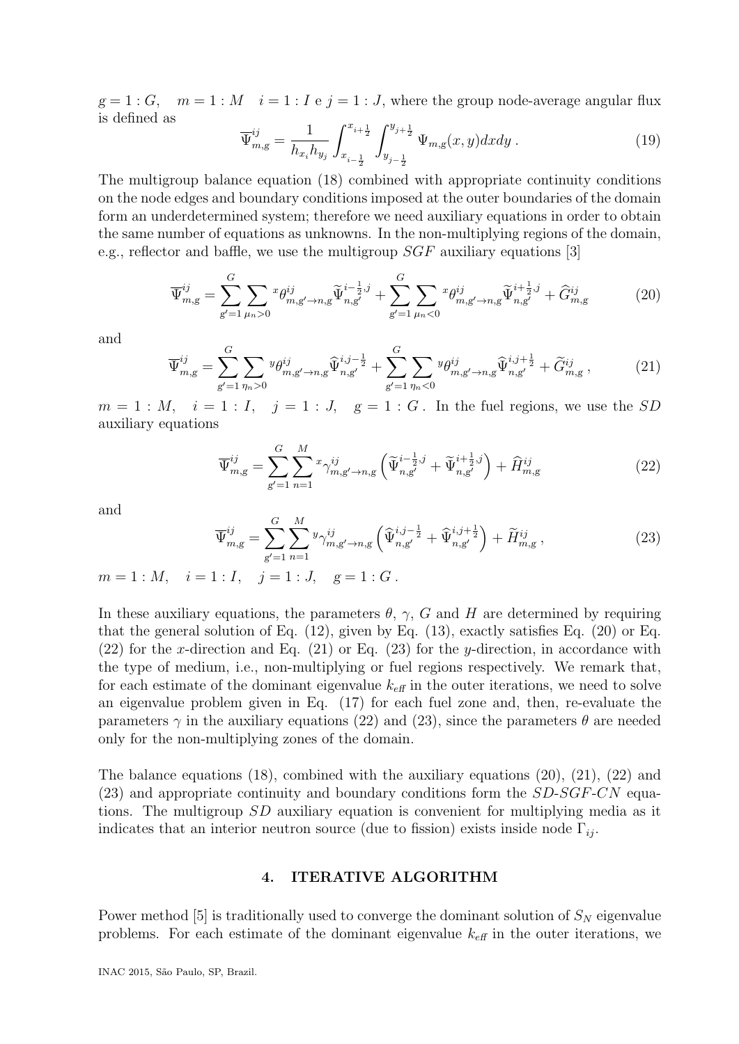$g = 1:G, \quad m = 1:M \quad i = 1:I$ e $j = 1:J$, where the group node-average angular flux is defined as

$$\overline{\Psi}^{ij}_{m,g} = \frac{1}{h_{x_i} h_{y_j}} \int_{x_{i-\frac{1}{2}}}^{x_{i+\frac{1}{2}}} \int_{y_{j-\frac{1}{2}}}^{y_{j+\frac{1}{2}}} \Psi_{m,g}(x,y) dx dy \,. \tag{19}$$

The multigroup balance equation (18) combined with appropriate continuity conditions on the node edges and boundary conditions imposed at the outer boundaries of the domain form an underdetermined system; therefore we need auxiliary equations in order to obtain the same number of equations as unknowns. In the non-multiplying regions of the domain, e.g., reflector and baffle, we use the multigroup $SGF$ auxiliary equations [3]

$$\overline{\Psi}^{ij}_{m,g} = \sum_{g'=1}^{G} \sum_{\mu_n > 0} {}^{x}\theta^{ij}_{m,g' \to n,g} \widetilde{\Psi}^{i-\frac{1}{2},j}_{n,g'} + \sum_{g'=1}^{G} \sum_{\mu_n < 0} {}^{x}\theta^{ij}_{m,g' \to n,g} \widetilde{\Psi}^{i+\frac{1}{2},j}_{n,g'} + \widehat{G}^{ij}_{m,g} \tag{20}$$

and

$$\overline{\Psi}^{ij}_{m,g} = \sum_{g'=1}^{G} \sum_{\eta_n > 0} {}^{y}\theta^{ij}_{m,g' \to n,g} \widehat{\Psi}^{i,j-\frac{1}{2}}_{n,g'} + \sum_{g'=1}^{G} \sum_{\eta_n < 0} {}^{y}\theta^{ij}_{m,g' \to n,g} \widehat{\Psi}^{i,j+\frac{1}{2}}_{n,g'} + \widetilde{G}^{ij}_{m,g} \,, \tag{21}$$

$m = 1:M, \quad i = 1:I, \quad j = 1:J, \quad g = 1:G$. In the fuel regions, we use the $SD$ auxiliary equations

$$\overline{\Psi}^{ij}_{m,g} = \sum_{g'=1}^{G} \sum_{n=1}^{M} {}^{x}\gamma^{ij}_{m,g' \to n,g} \left( \widetilde{\Psi}^{i-\frac{1}{2},j}_{n,g'} + \widetilde{\Psi}^{i+\frac{1}{2},j}_{n,g'} \right) + \widehat{H}^{ij}_{m,g} \tag{22}$$

and

$$\overline{\Psi}^{ij}_{m,g} = \sum_{g'=1}^{G} \sum_{n=1}^{M} {}^{y}\gamma^{ij}_{m,g' \to n,g} \left( \widehat{\Psi}^{i,j-\frac{1}{2}}_{n,g'} + \widehat{\Psi}^{i,j+\frac{1}{2}}_{n,g'} \right) + \widetilde{H}^{ij}_{m,g} \,, \tag{23}$$

$m = 1:M, \quad i = 1:I, \quad j = 1:J, \quad g = 1:G$.

In these auxiliary equations, the parameters $\theta$, $\gamma$, $G$ and $H$ are determined by requiring that the general solution of Eq. (12), given by Eq. (13), exactly satisfies Eq. (20) or Eq. (22) for the $x$-direction and Eq. (21) or Eq. (23) for the $y$-direction, in accordance with the type of medium, i.e., non-multiplying or fuel regions respectively. We remark that, for each estimate of the dominant eigenvalue $k_{\mathit{eff}}$ in the outer iterations, we need to solve an eigenvalue problem given in Eq. (17) for each fuel zone and, then, re-evaluate the parameters $\gamma$ in the auxiliary equations (22) and (23), since the parameters $\theta$ are needed only for the non-multiplying zones of the domain.

The balance equations (18), combined with the auxiliary equations (20), (21), (22) and (23) and appropriate continuity and boundary conditions form the *SD-SGF-CN* equations. The multigroup $SD$ auxiliary equation is convenient for multiplying media as it indicates that an interior neutron source (due to fission) exists inside node $\Gamma_{ij}$.

## 4. ITERATIVE ALGORITHM

Power method [5] is traditionally used to converge the dominant solution of $S_N$ eigenvalue problems. For each estimate of the dominant eigenvalue $k_{\mathit{eff}}$ in the outer iterations, we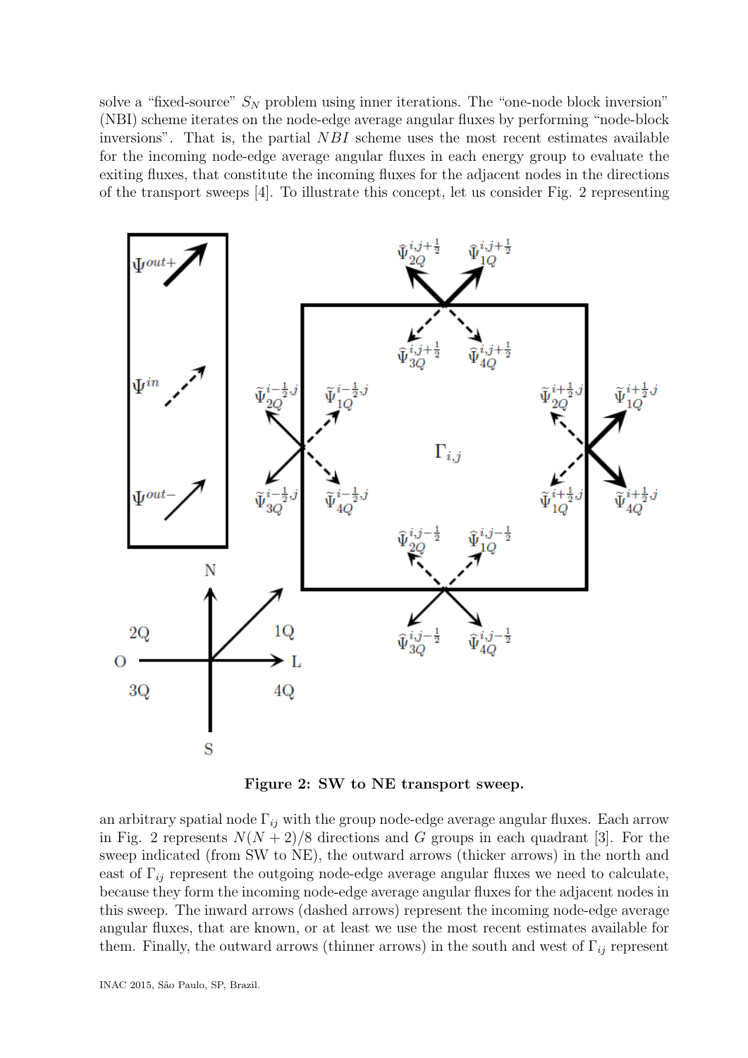solve a "fixed-source" $S_N$ problem using inner iterations. The "one-node block inversion" (NBI) scheme iterates on the node-edge average angular fluxes by performing "node-block inversions". That is, the partial $NBI$ scheme uses the most recent estimates available for the incoming node-edge average angular fluxes in each energy group to evaluate the exiting fluxes, that constitute the incoming fluxes for the adjacent nodes in the directions of the transport sweeps [4]. To illustrate this concept, let us consider Fig. 2 representing

**Figure 2: SW to NE transport sweep.**

an arbitrary spatial node $\Gamma_{ij}$ with the group node-edge average angular fluxes. Each arrow in Fig. 2 represents $N(N+2)/8$ directions and $G$ groups in each quadrant [3]. For the sweep indicated (from SW to NE), the outward arrows (thicker arrows) in the north and east of $\Gamma_{ij}$ represent the outgoing node-edge average angular fluxes we need to calculate, because they form the incoming node-edge average angular fluxes for the adjacent nodes in this sweep. The inward arrows (dashed arrows) represent the incoming node-edge average angular fluxes, that are known, or at least we use the most recent estimates available for them. Finally, the outward arrows (thinner arrows) in the south and west of $\Gamma_{ij}$ represent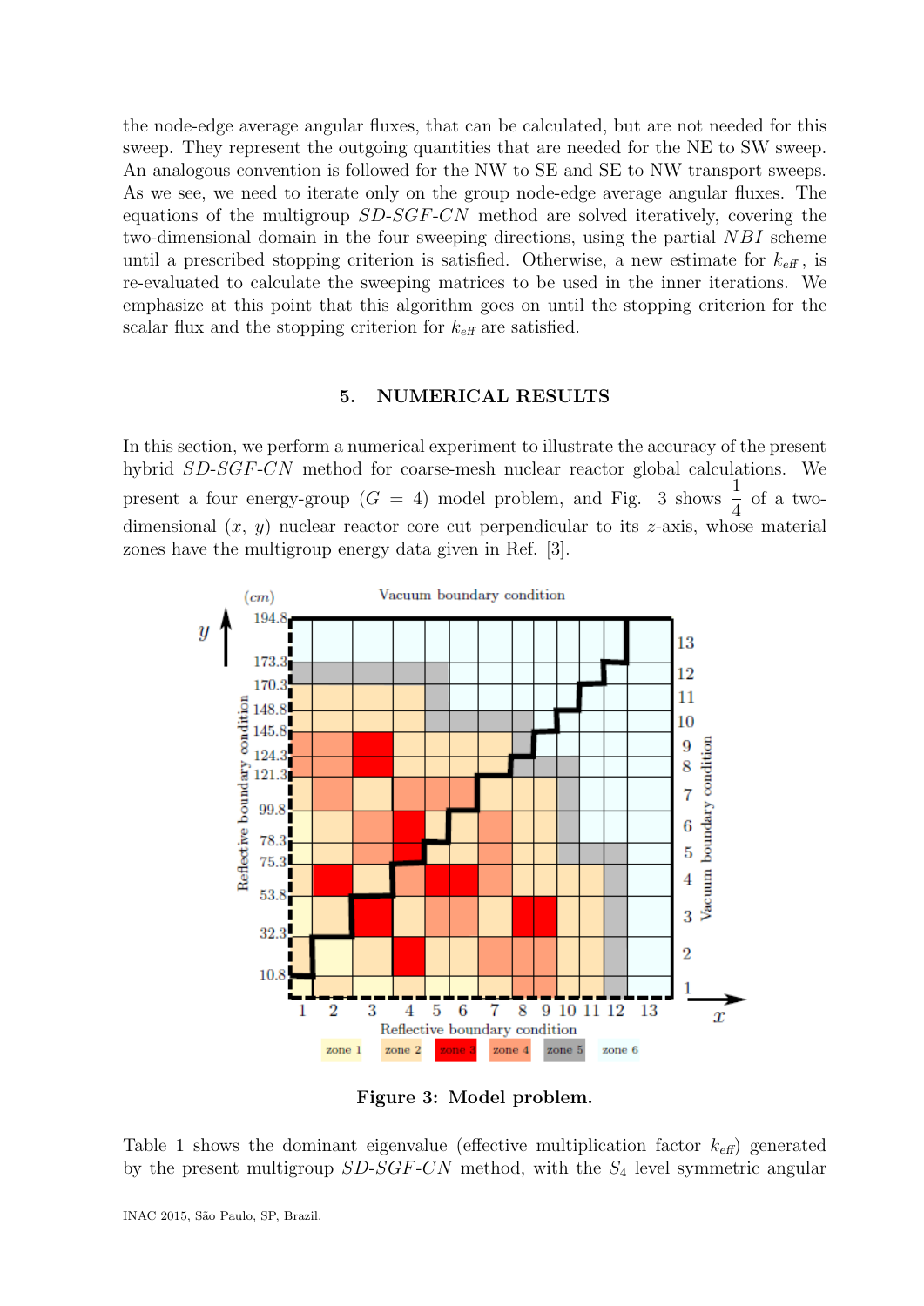the node-edge average angular fluxes, that can be calculated, but are not needed for this sweep. They represent the outgoing quantities that are needed for the NE to SW sweep. An analogous convention is followed for the NW to SE and SE to NW transport sweeps. As we see, we need to iterate only on the group node-edge average angular fluxes. The equations of the multigroup *SD-SGF-CN* method are solved iteratively, covering the two-dimensional domain in the four sweeping directions, using the partial *NBI* scheme until a prescribed stopping criterion is satisfied. Otherwise, a new estimate for $k_{eff}$, is re-evaluated to calculate the sweeping matrices to be used in the inner iterations. We emphasize at this point that this algorithm goes on until the stopping criterion for the scalar flux and the stopping criterion for $k_{eff}$ are satisfied.

## 5. NUMERICAL RESULTS

In this section, we perform a numerical experiment to illustrate the accuracy of the present hybrid *SD-SGF-CN* method for coarse-mesh nuclear reactor global calculations. We present a four energy-group ($G = 4$) model problem, and Fig. 3 shows $\frac{1}{4}$ of a two-dimensional ($x$, $y$) nuclear reactor core cut perpendicular to its $z$-axis, whose material zones have the multigroup energy data given in Ref. [3].

**Figure 3: Model problem.**

Table 1 shows the dominant eigenvalue (effective multiplication factor $k_{eff}$) generated by the present multigroup *SD-SGF-CN* method, with the $S_4$ level symmetric angular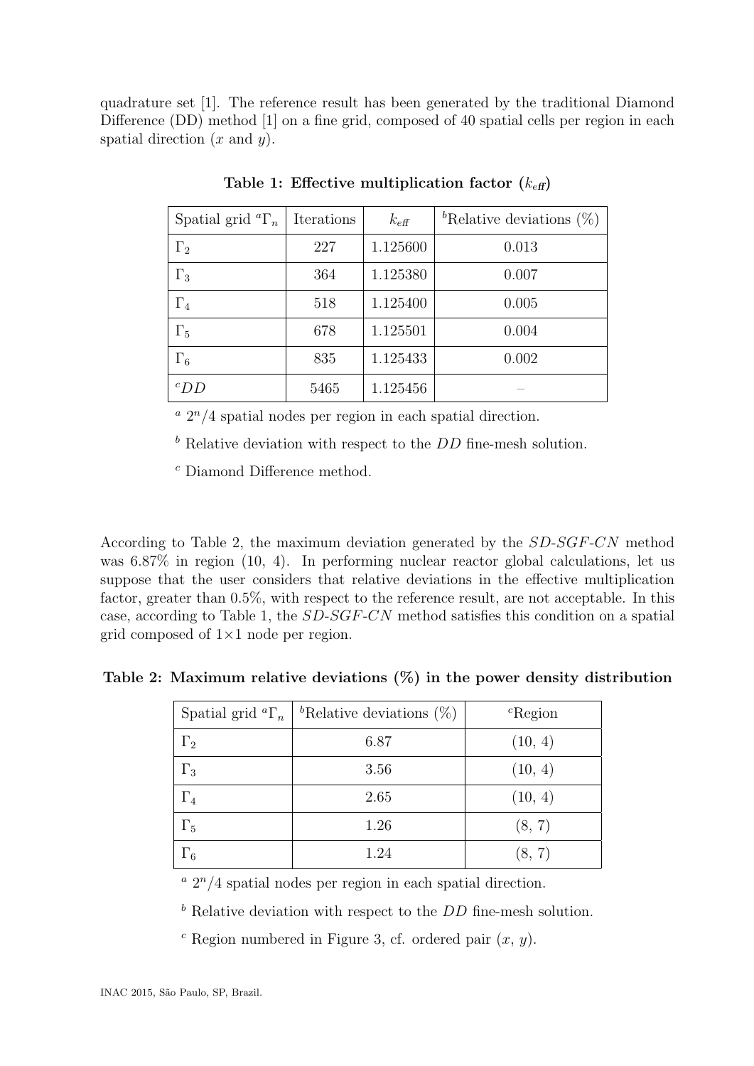quadrature set [1]. The reference result has been generated by the traditional Diamond Difference (DD) method [1] on a fine grid, composed of 40 spatial cells per region in each spatial direction ($x$ and $y$).

**Table 1: Effective multiplication factor ($k_{eff}$)**

| Spatial grid [a]$\Gamma_n$ | Iterations | $k_{eff}$ | [b]Relative deviations (%) |
|---|---|---|---|
| $\Gamma_2$ | 227 | 1.125600 | 0.013 |
| $\Gamma_3$ | 364 | 1.125380 | 0.007 |
| $\Gamma_4$ | 518 | 1.125400 | 0.005 |
| $\Gamma_5$ | 678 | 1.125501 | 0.004 |
| $\Gamma_6$ | 835 | 1.125433 | 0.002 |
| [c]$DD$ | 5465 | 1.125456 | – |

[a] $2^n/4$ spatial nodes per region in each spatial direction.

[b] Relative deviation with respect to the $DD$ fine-mesh solution.

[c] Diamond Difference method.

According to Table 2, the maximum deviation generated by the *SD-SGF-CN* method was 6.87% in region (10, 4). In performing nuclear reactor global calculations, let us suppose that the user considers that relative deviations in the effective multiplication factor, greater than 0.5%, with respect to the reference result, are not acceptable. In this case, according to Table 1, the *SD-SGF-CN* method satisfies this condition on a spatial grid composed of 1×1 node per region.

**Table 2: Maximum relative deviations (%) in the power density distribution**

| Spatial grid [a]$\Gamma_n$ | [b]Relative deviations (%) | [c]Region |
|---|---|---|
| $\Gamma_2$ | 6.87 | (10, 4) |
| $\Gamma_3$ | 3.56 | (10, 4) |
| $\Gamma_4$ | 2.65 | (10, 4) |
| $\Gamma_5$ | 1.26 | (8, 7) |
| $\Gamma_6$ | 1.24 | (8, 7) |

[a] $2^n/4$ spatial nodes per region in each spatial direction.

[b] Relative deviation with respect to the $DD$ fine-mesh solution.

[c] Region numbered in Figure 3, cf. ordered pair ($x$, $y$).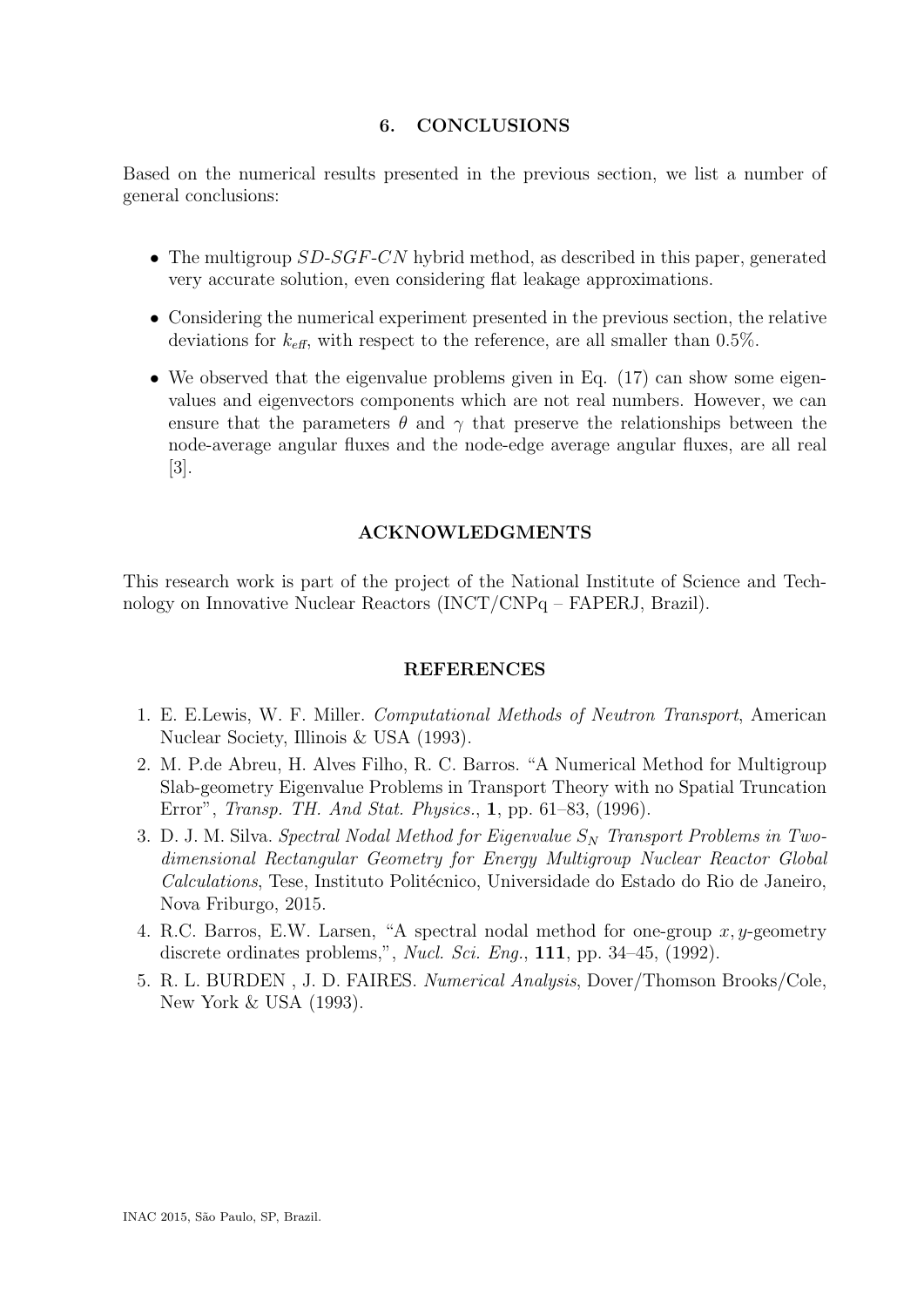## 6. CONCLUSIONS

Based on the numerical results presented in the previous section, we list a number of general conclusions:

- The multigroup *SD-SGF-CN* hybrid method, as described in this paper, generated very accurate solution, even considering flat leakage approximations.
- Considering the numerical experiment presented in the previous section, the relative deviations for $k_{eff}$, with respect to the reference, are all smaller than 0.5%.
- We observed that the eigenvalue problems given in Eq. (17) can show some eigenvalues and eigenvectors components which are not real numbers. However, we can ensure that the parameters $\theta$ and $\gamma$ that preserve the relationships between the node-average angular fluxes and the node-edge average angular fluxes, are all real [3].

## ACKNOWLEDGMENTS

This research work is part of the project of the National Institute of Science and Technology on Innovative Nuclear Reactors (INCT/CNPq – FAPERJ, Brazil).

## REFERENCES

1. E. E.Lewis, W. F. Miller. *Computational Methods of Neutron Transport*, American Nuclear Society, Illinois & USA (1993).
2. M. P.de Abreu, H. Alves Filho, R. C. Barros. "A Numerical Method for Multigroup Slab-geometry Eigenvalue Problems in Transport Theory with no Spatial Truncation Error", *Transp. TH. And Stat. Physics.*, **1**, pp. 61–83, (1996).
3. D. J. M. Silva. *Spectral Nodal Method for Eigenvalue $S_N$ Transport Problems in Two-dimensional Rectangular Geometry for Energy Multigroup Nuclear Reactor Global Calculations*, Tese, Instituto Politécnico, Universidade do Estado do Rio de Janeiro, Nova Friburgo, 2015.
4. R.C. Barros, E.W. Larsen, "A spectral nodal method for one-group $x, y$-geometry discrete ordinates problems,", *Nucl. Sci. Eng.*, **111**, pp. 34–45, (1992).
5. R. L. BURDEN , J. D. FAIRES. *Numerical Analysis*, Dover/Thomson Brooks/Cole, New York & USA (1993).